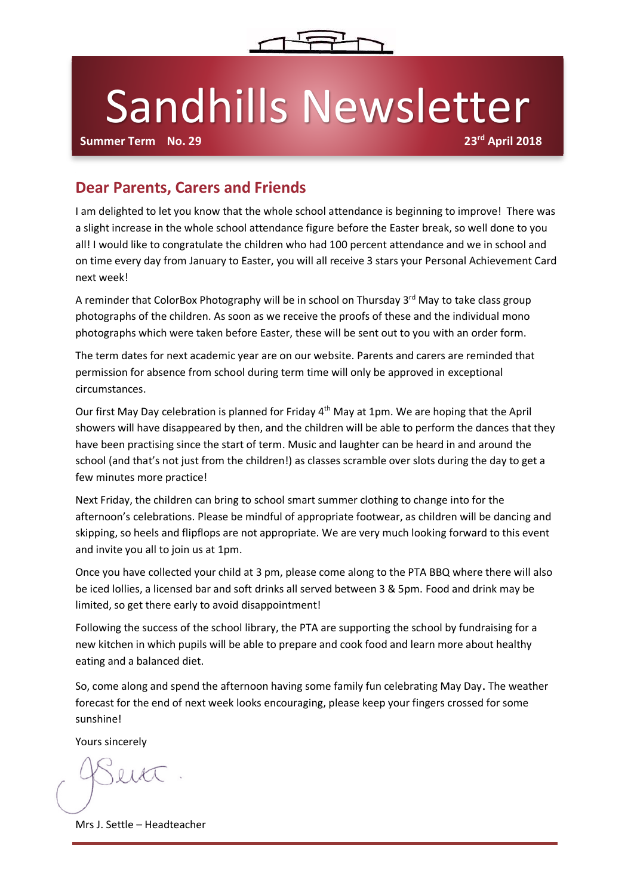# Sandhills Newsletter

**Summer Term No. 29** **23rd April 2018**

## Dear Parents, Carers and Friends

I am delighted to let you know that the whole school attendance is beginning to improve! There was a slight increase in the whole school attendance figure before the Easter break, so well done to you all! I would like to congratulate the children who had 100 percent attendance and we in school and on time every day from January to Easter, you will all receive 3 stars your Personal Achievement Card next week!

A reminder that ColorBox Photography will be in school on Thursday 3rd May to take class group photographs of the children. As soon as we receive the proofs of these and the individual mono photographs which were taken before Easter, these will be sent out to you with an order form.

The term dates for next academic year are on our website. Parents and carers are reminded that permission for absence from school during term time will only be approved in exceptional circumstances.

Our first May Day celebration is planned for Friday 4th May at 1pm. We are hoping that the April showers will have disappeared by then, and the children will be able to perform the dances that they have been practising since the start of term. Music and laughter can be heard in and around the school (and that's not just from the children!) as classes scramble over slots during the day to get a few minutes more practice!

Next Friday, the children can bring to school smart summer clothing to change into for the afternoon's celebrations. Please be mindful of appropriate footwear, as children will be dancing and skipping, so heels and flipflops are not appropriate. We are very much looking forward to this event and invite you all to join us at 1pm.

Once you have collected your child at 3 pm, please come along to the PTA BBQ where there will also be iced lollies, a licensed bar and soft drinks all served between 3 & 5pm. Food and drink may be limited, so get there early to avoid disappointment!

Following the success of the school library, the PTA are supporting the school by fundraising for a new kitchen in which pupils will be able to prepare and cook food and learn more about healthy eating and a balanced diet.

So, come along and spend the afternoon having some family fun celebrating May Day**.** The weather forecast for the end of next week looks encouraging, please keep your fingers crossed for some sunshine!

Yours sincerely

Mrs J. Settle – Headteacher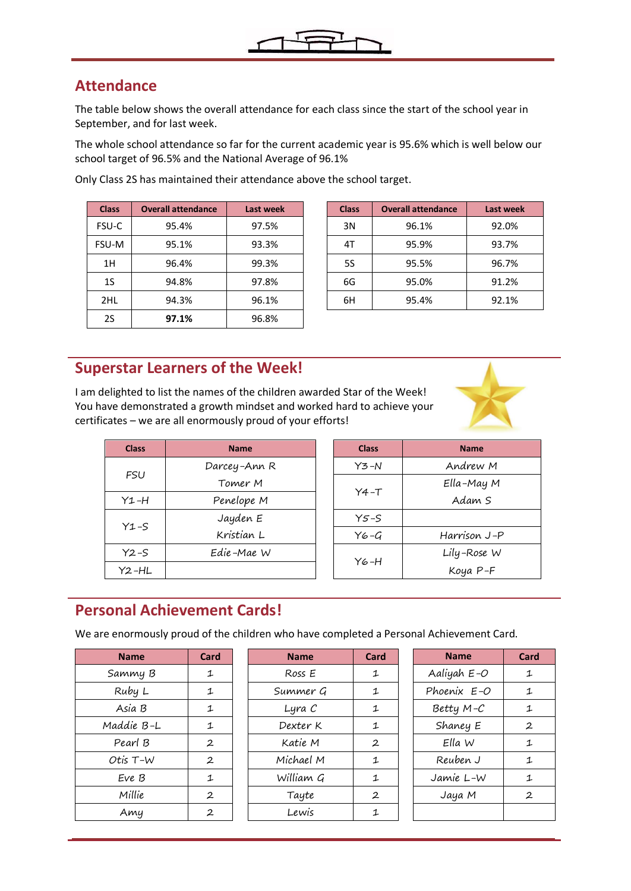## Attendance

The table below shows the overall attendance for each class since the start of the school year in September, and for last week.

The whole school attendance so far for the current academic year is 95.6% which is well below our school target of 96.5% and the National Average of 96.1%

Only Class 2S has maintained their attendance above the school target.

| Class | Overall attendance | Last week |
|---|---|---|
| FSU-C | 95.4% | 97.5% |
| FSU-M | 95.1% | 93.3% |
| 1H | 96.4% | 99.3% |
| 1S | 94.8% | 97.8% |
| 2HL | 94.3% | 96.1% |
| 2S | **97.1%** | 96.8% |

| Class | Overall attendance | Last week |
|---|---|---|
| 3N | 96.1% | 92.0% |
| 4T | 95.9% | 93.7% |
| 5S | 95.5% | 96.7% |
| 6G | 95.0% | 91.2% |
| 6H | 95.4% | 92.1% |

## Superstar Learners of the Week!

I am delighted to list the names of the children awarded Star of the Week! You have demonstrated a growth mindset and worked hard to achieve your certificates – we are all enormously proud of your efforts!

| Class | Name |
|---|---|
| FSU | Darcey-Ann R |
| | Tomer M |
| Y1-H | Penelope M |
| Y1-S | Jayden E |
| | Kristian L |
| Y2-S | Edie-Mae W |
| Y2-HL | |

| Class | Name |
|---|---|
| Y3-N | Andrew M |
| Y4-T | Ella-May M |
| | Adam S |
| Y5-S | |
| Y6-G | Harrison J-P |
| Y6-H | Lily-Rose W |
| | Koya P-F |

## Personal Achievement Cards!

We are enormously proud of the children who have completed a Personal Achievement Card.

| Name | Card |
|---|---|
| Sammy B | 1 |
| Ruby L | 1 |
| Asia B | 1 |
| Maddie B-L | 1 |
| Pearl B | 2 |
| Otis T-W | 2 |
| Eve B | 1 |
| Millie | 2 |
| Amy | 2 |

| Name | Card |
|---|---|
| Ross E | 1 |
| Summer G | 1 |
| Lyra C | 1 |
| Dexter K | 1 |
| Katie M | 2 |
| Michael M | 1 |
| William G | 1 |
| Tayte | 2 |
| Lewis | 1 |

| Name | Card |
|---|---|
| Aaliyah E-O | 1 |
| Phoenix E-O | 1 |
| Betty M-C | 1 |
| Shaney E | 2 |
| Ella W | 1 |
| Reuben J | 1 |
| Jamie L-W | 1 |
| Jaya M | 2 |
| | |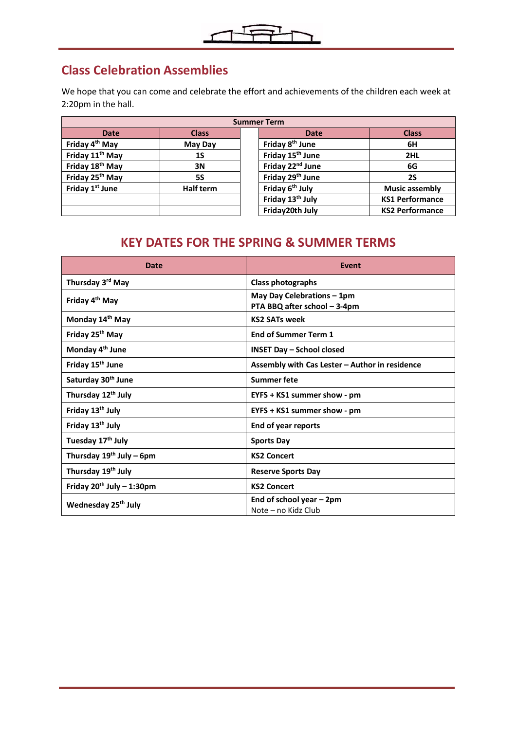## Class Celebration Assemblies

We hope that you can come and celebrate the effort and achievements of the children each week at 2:20pm in the hall.

| Summer Term | | | | |
|---|---|---|---|---|
| **Date** | **Class** | | **Date** | **Class** |
| Friday 4th May | May Day | | Friday 8th June | 6H |
| Friday 11th May | 1S | | Friday 15th June | 2HL |
| Friday 18th May | 3N | | Friday 22nd June | 6G |
| Friday 25th May | 5S | | Friday 29th June | 2S |
| Friday 1st June | Half term | | Friday 6th July | Music assembly |
| | | | Friday 13th July | KS1 Performance |
| | | | Friday20th July | KS2 Performance |

## KEY DATES FOR THE SPRING & SUMMER TERMS

| Date | Event |
|---|---|
| Thursday 3rd May | Class photographs |
| Friday 4th May | May Day Celebrations – 1pm<br>PTA BBQ after school – 3-4pm |
| Monday 14th May | KS2 SATs week |
| Friday 25th May | End of Summer Term 1 |
| Monday 4th June | INSET Day – School closed |
| Friday 15th June | Assembly with Cas Lester – Author in residence |
| Saturday 30th June | Summer fete |
| Thursday 12th July | EYFS + KS1 summer show - pm |
| Friday 13th July | EYFS + KS1 summer show - pm |
| Friday 13th July | End of year reports |
| Tuesday 17th July | Sports Day |
| Thursday 19th July – 6pm | KS2 Concert |
| Thursday 19th July | Reserve Sports Day |
| Friday 20th July – 1:30pm | KS2 Concert |
| Wednesday 25th July | End of school year – 2pm<br>Note – no Kidz Club |